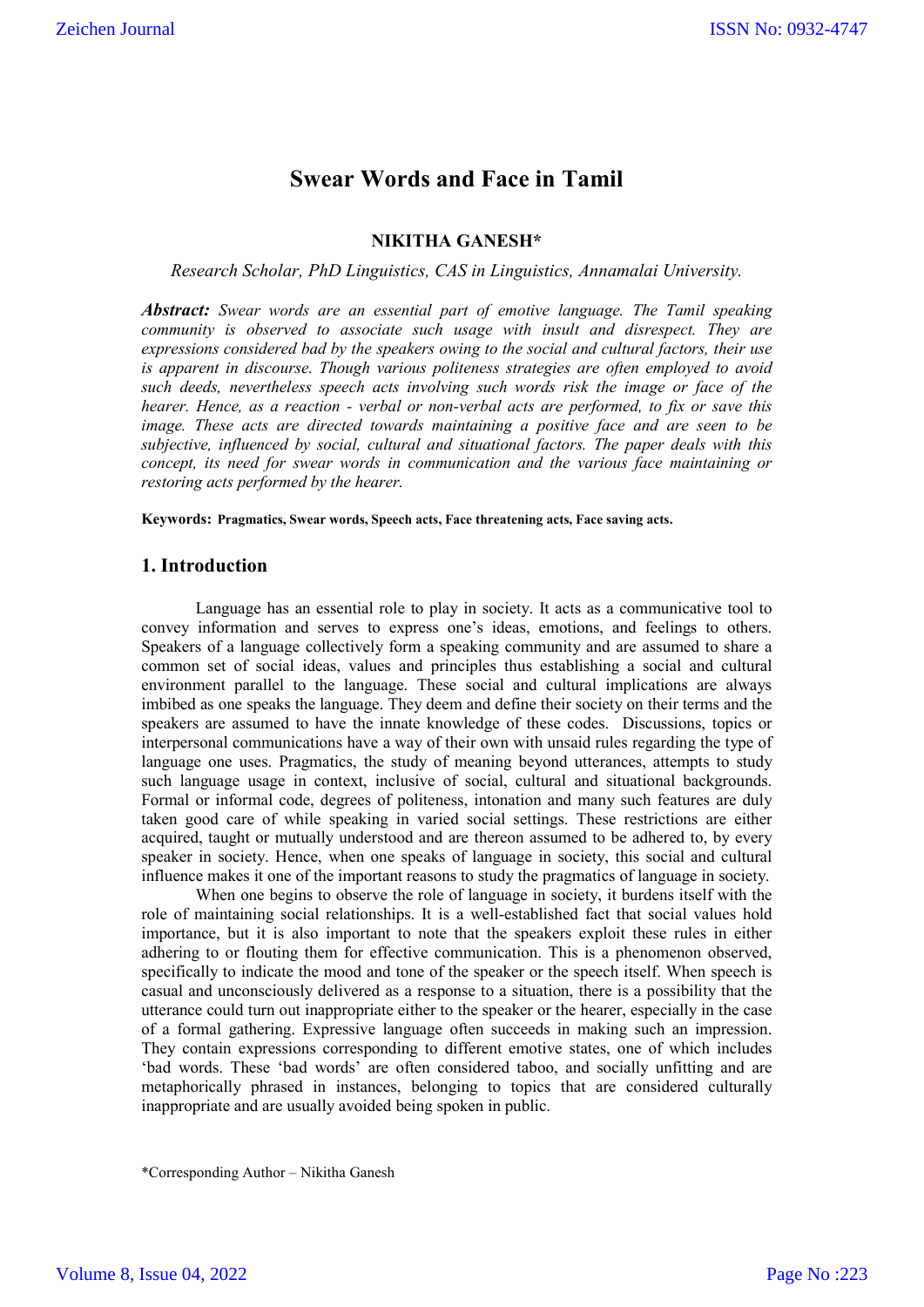# Swear Words and Face in Tamil

**NIKITHA GANESH***

*Research Scholar, PhD Linguistics, CAS in Linguistics, Annamalai University.*

***Abstract:*** *Swear words are an essential part of emotive language. The Tamil speaking community is observed to associate such usage with insult and disrespect. They are expressions considered bad by the speakers owing to the social and cultural factors, their use is apparent in discourse. Though various politeness strategies are often employed to avoid such deeds, nevertheless speech acts involving such words risk the image or face of the hearer. Hence, as a reaction - verbal or non-verbal acts are performed, to fix or save this image. These acts are directed towards maintaining a positive face and are seen to be subjective, influenced by social, cultural and situational factors. The paper deals with this concept, its need for swear words in communication and the various face maintaining or restoring acts performed by the hearer.*

**Keywords: Pragmatics, Swear words, Speech acts, Face threatening acts, Face saving acts.**

## 1. Introduction

Language has an essential role to play in society. It acts as a communicative tool to convey information and serves to express one's ideas, emotions, and feelings to others. Speakers of a language collectively form a speaking community and are assumed to share a common set of social ideas, values and principles thus establishing a social and cultural environment parallel to the language. These social and cultural implications are always imbibed as one speaks the language. They deem and define their society on their terms and the speakers are assumed to have the innate knowledge of these codes. Discussions, topics or interpersonal communications have a way of their own with unsaid rules regarding the type of language one uses. Pragmatics, the study of meaning beyond utterances, attempts to study such language usage in context, inclusive of social, cultural and situational backgrounds. Formal or informal code, degrees of politeness, intonation and many such features are duly taken good care of while speaking in varied social settings. These restrictions are either acquired, taught or mutually understood and are thereon assumed to be adhered to, by every speaker in society. Hence, when one speaks of language in society, this social and cultural influence makes it one of the important reasons to study the pragmatics of language in society.

When one begins to observe the role of language in society, it burdens itself with the role of maintaining social relationships. It is a well-established fact that social values hold importance, but it is also important to note that the speakers exploit these rules in either adhering to or flouting them for effective communication. This is a phenomenon observed, specifically to indicate the mood and tone of the speaker or the speech itself. When speech is casual and unconsciously delivered as a response to a situation, there is a possibility that the utterance could turn out inappropriate either to the speaker or the hearer, especially in the case of a formal gathering. Expressive language often succeeds in making such an impression. They contain expressions corresponding to different emotive states, one of which includes 'bad words. These 'bad words' are often considered taboo, and socially unfitting and are metaphorically phrased in instances, belonging to topics that are considered culturally inappropriate and are usually avoided being spoken in public.

*Corresponding Author – Nikitha Ganesh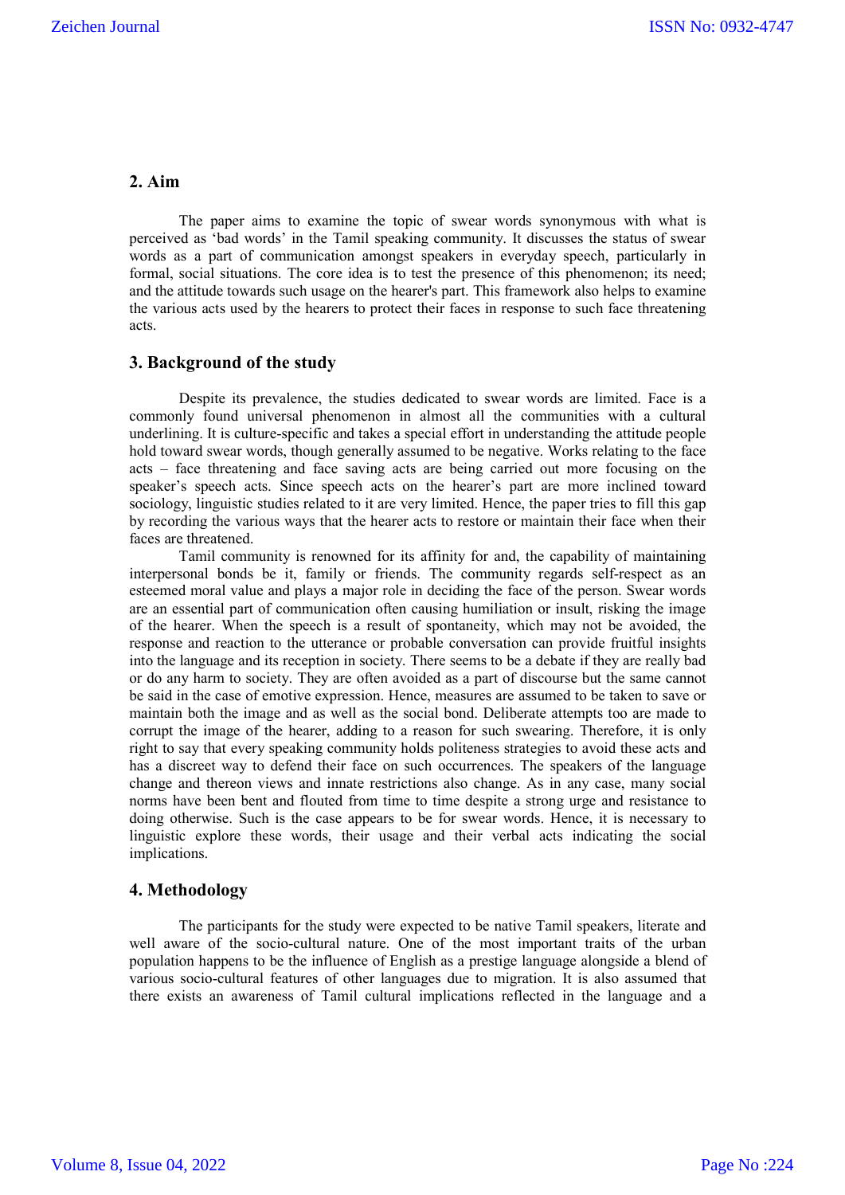## 2. Aim

The paper aims to examine the topic of swear words synonymous with what is perceived as 'bad words' in the Tamil speaking community. It discusses the status of swear words as a part of communication amongst speakers in everyday speech, particularly in formal, social situations. The core idea is to test the presence of this phenomenon; its need; and the attitude towards such usage on the hearer's part. This framework also helps to examine the various acts used by the hearers to protect their faces in response to such face threatening acts.

## 3. Background of the study

Despite its prevalence, the studies dedicated to swear words are limited. Face is a commonly found universal phenomenon in almost all the communities with a cultural underlining. It is culture-specific and takes a special effort in understanding the attitude people hold toward swear words, though generally assumed to be negative. Works relating to the face acts – face threatening and face saving acts are being carried out more focusing on the speaker's speech acts. Since speech acts on the hearer's part are more inclined toward sociology, linguistic studies related to it are very limited. Hence, the paper tries to fill this gap by recording the various ways that the hearer acts to restore or maintain their face when their faces are threatened.

Tamil community is renowned for its affinity for and, the capability of maintaining interpersonal bonds be it, family or friends. The community regards self-respect as an esteemed moral value and plays a major role in deciding the face of the person. Swear words are an essential part of communication often causing humiliation or insult, risking the image of the hearer. When the speech is a result of spontaneity, which may not be avoided, the response and reaction to the utterance or probable conversation can provide fruitful insights into the language and its reception in society. There seems to be a debate if they are really bad or do any harm to society. They are often avoided as a part of discourse but the same cannot be said in the case of emotive expression. Hence, measures are assumed to be taken to save or maintain both the image and as well as the social bond. Deliberate attempts too are made to corrupt the image of the hearer, adding to a reason for such swearing. Therefore, it is only right to say that every speaking community holds politeness strategies to avoid these acts and has a discreet way to defend their face on such occurrences. The speakers of the language change and thereon views and innate restrictions also change. As in any case, many social norms have been bent and flouted from time to time despite a strong urge and resistance to doing otherwise. Such is the case appears to be for swear words. Hence, it is necessary to linguistic explore these words, their usage and their verbal acts indicating the social implications.

## 4. Methodology

The participants for the study were expected to be native Tamil speakers, literate and well aware of the socio-cultural nature. One of the most important traits of the urban population happens to be the influence of English as a prestige language alongside a blend of various socio-cultural features of other languages due to migration. It is also assumed that there exists an awareness of Tamil cultural implications reflected in the language and a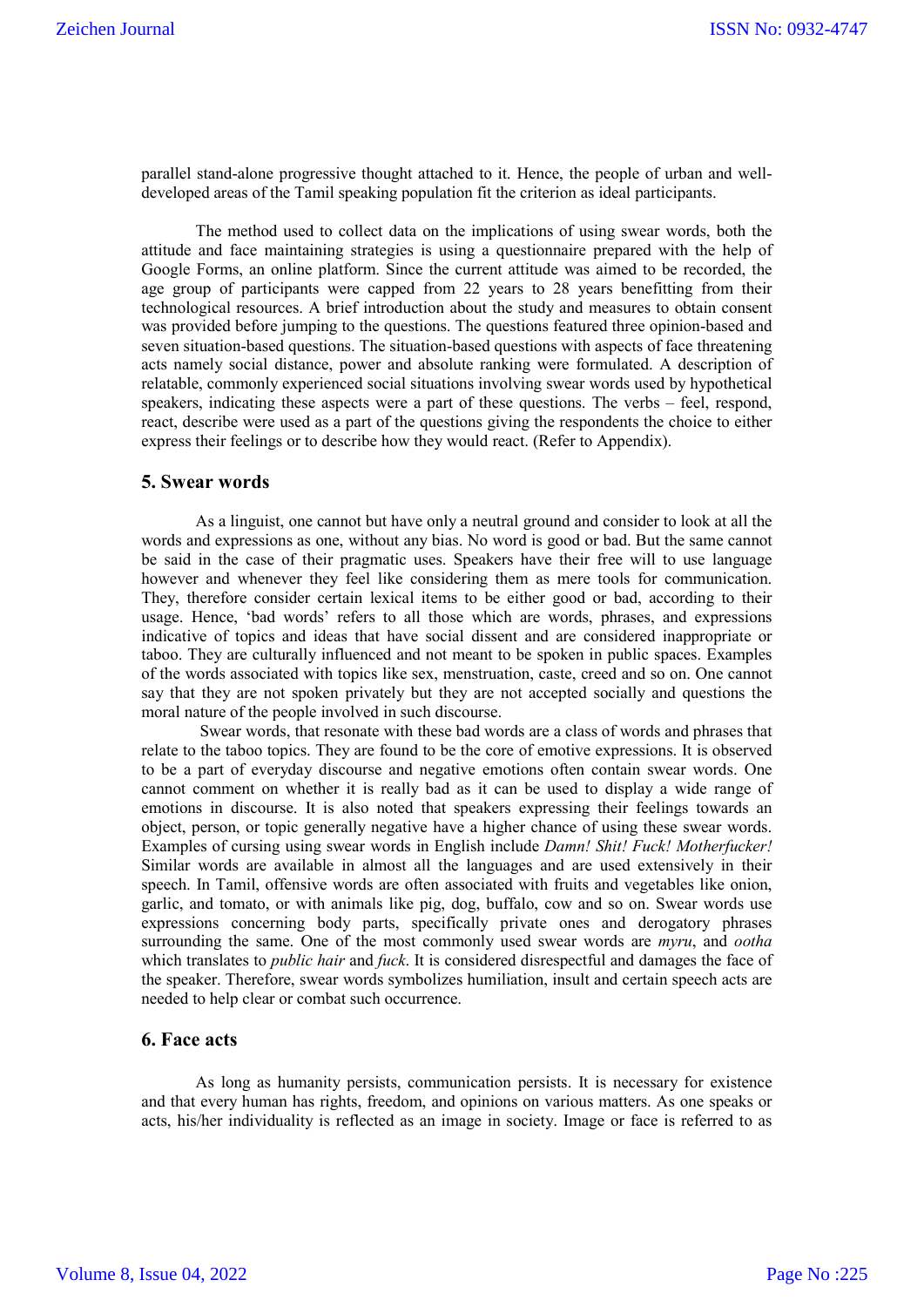parallel stand-alone progressive thought attached to it. Hence, the people of urban and well-developed areas of the Tamil speaking population fit the criterion as ideal participants.

The method used to collect data on the implications of using swear words, both the attitude and face maintaining strategies is using a questionnaire prepared with the help of Google Forms, an online platform. Since the current attitude was aimed to be recorded, the age group of participants were capped from 22 years to 28 years benefitting from their technological resources. A brief introduction about the study and measures to obtain consent was provided before jumping to the questions. The questions featured three opinion-based and seven situation-based questions. The situation-based questions with aspects of face threatening acts namely social distance, power and absolute ranking were formulated. A description of relatable, commonly experienced social situations involving swear words used by hypothetical speakers, indicating these aspects were a part of these questions. The verbs – feel, respond, react, describe were used as a part of the questions giving the respondents the choice to either express their feelings or to describe how they would react. (Refer to Appendix).

## 5. Swear words

As a linguist, one cannot but have only a neutral ground and consider to look at all the words and expressions as one, without any bias. No word is good or bad. But the same cannot be said in the case of their pragmatic uses. Speakers have their free will to use language however and whenever they feel like considering them as mere tools for communication. They, therefore consider certain lexical items to be either good or bad, according to their usage. Hence, 'bad words' refers to all those which are words, phrases, and expressions indicative of topics and ideas that have social dissent and are considered inappropriate or taboo. They are culturally influenced and not meant to be spoken in public spaces. Examples of the words associated with topics like sex, menstruation, caste, creed and so on. One cannot say that they are not spoken privately but they are not accepted socially and questions the moral nature of the people involved in such discourse.

Swear words, that resonate with these bad words are a class of words and phrases that relate to the taboo topics. They are found to be the core of emotive expressions. It is observed to be a part of everyday discourse and negative emotions often contain swear words. One cannot comment on whether it is really bad as it can be used to display a wide range of emotions in discourse. It is also noted that speakers expressing their feelings towards an object, person, or topic generally negative have a higher chance of using these swear words. Examples of cursing using swear words in English include *Damn! Shit! Fuck! Motherfucker!* Similar words are available in almost all the languages and are used extensively in their speech. In Tamil, offensive words are often associated with fruits and vegetables like onion, garlic, and tomato, or with animals like pig, dog, buffalo, cow and so on. Swear words use expressions concerning body parts, specifically private ones and derogatory phrases surrounding the same. One of the most commonly used swear words are *myru*, and *ootha* which translates to *public hair* and *fuck*. It is considered disrespectful and damages the face of the speaker. Therefore, swear words symbolizes humiliation, insult and certain speech acts are needed to help clear or combat such occurrence.

## 6. Face acts

As long as humanity persists, communication persists. It is necessary for existence and that every human has rights, freedom, and opinions on various matters. As one speaks or acts, his/her individuality is reflected as an image in society. Image or face is referred to as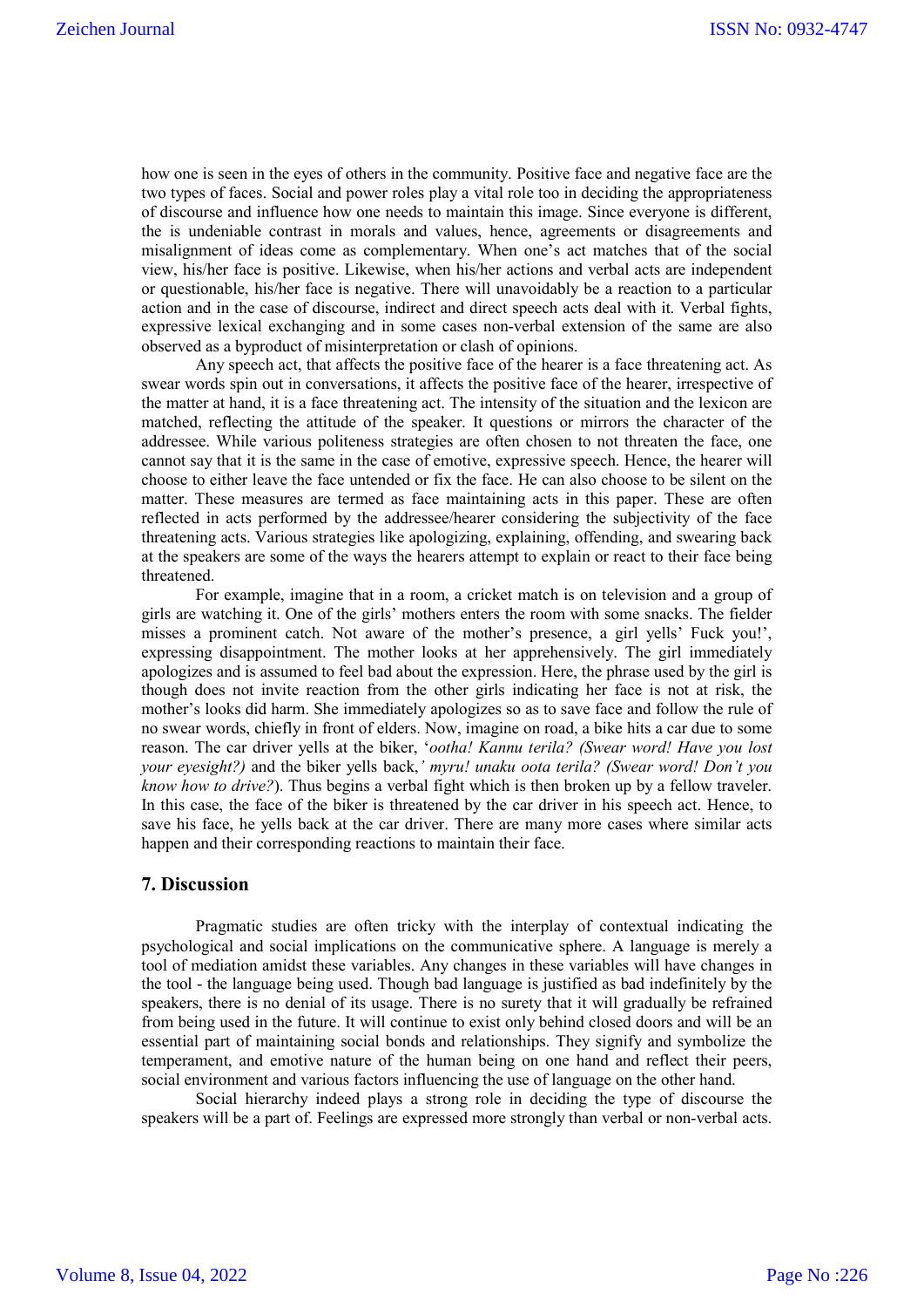how one is seen in the eyes of others in the community. Positive face and negative face are the two types of faces. Social and power roles play a vital role too in deciding the appropriateness of discourse and influence how one needs to maintain this image. Since everyone is different, the is undeniable contrast in morals and values, hence, agreements or disagreements and misalignment of ideas come as complementary. When one's act matches that of the social view, his/her face is positive. Likewise, when his/her actions and verbal acts are independent or questionable, his/her face is negative. There will unavoidably be a reaction to a particular action and in the case of discourse, indirect and direct speech acts deal with it. Verbal fights, expressive lexical exchanging and in some cases non-verbal extension of the same are also observed as a byproduct of misinterpretation or clash of opinions.

Any speech act, that affects the positive face of the hearer is a face threatening act. As swear words spin out in conversations, it affects the positive face of the hearer, irrespective of the matter at hand, it is a face threatening act. The intensity of the situation and the lexicon are matched, reflecting the attitude of the speaker. It questions or mirrors the character of the addressee. While various politeness strategies are often chosen to not threaten the face, one cannot say that it is the same in the case of emotive, expressive speech. Hence, the hearer will choose to either leave the face untended or fix the face. He can also choose to be silent on the matter. These measures are termed as face maintaining acts in this paper. These are often reflected in acts performed by the addressee/hearer considering the subjectivity of the face threatening acts. Various strategies like apologizing, explaining, offending, and swearing back at the speakers are some of the ways the hearers attempt to explain or react to their face being threatened.

For example, imagine that in a room, a cricket match is on television and a group of girls are watching it. One of the girls' mothers enters the room with some snacks. The fielder misses a prominent catch. Not aware of the mother's presence, a girl yells' Fuck you!', expressing disappointment. The mother looks at her apprehensively. The girl immediately apologizes and is assumed to feel bad about the expression. Here, the phrase used by the girl is though does not invite reaction from the other girls indicating her face is not at risk, the mother's looks did harm. She immediately apologizes so as to save face and follow the rule of no swear words, chiefly in front of elders. Now, imagine on road, a bike hits a car due to some reason. The car driver yells at the biker, '*ootha! Kannu terila? (Swear word! Have you lost your eyesight?)* and the biker yells back,*' myru! unaku oota terila? (Swear word! Don't you know how to drive?*). Thus begins a verbal fight which is then broken up by a fellow traveler. In this case, the face of the biker is threatened by the car driver in his speech act. Hence, to save his face, he yells back at the car driver. There are many more cases where similar acts happen and their corresponding reactions to maintain their face.

## 7. Discussion

Pragmatic studies are often tricky with the interplay of contextual indicating the psychological and social implications on the communicative sphere. A language is merely a tool of mediation amidst these variables. Any changes in these variables will have changes in the tool - the language being used. Though bad language is justified as bad indefinitely by the speakers, there is no denial of its usage. There is no surety that it will gradually be refrained from being used in the future. It will continue to exist only behind closed doors and will be an essential part of maintaining social bonds and relationships. They signify and symbolize the temperament, and emotive nature of the human being on one hand and reflect their peers, social environment and various factors influencing the use of language on the other hand.

Social hierarchy indeed plays a strong role in deciding the type of discourse the speakers will be a part of. Feelings are expressed more strongly than verbal or non-verbal acts.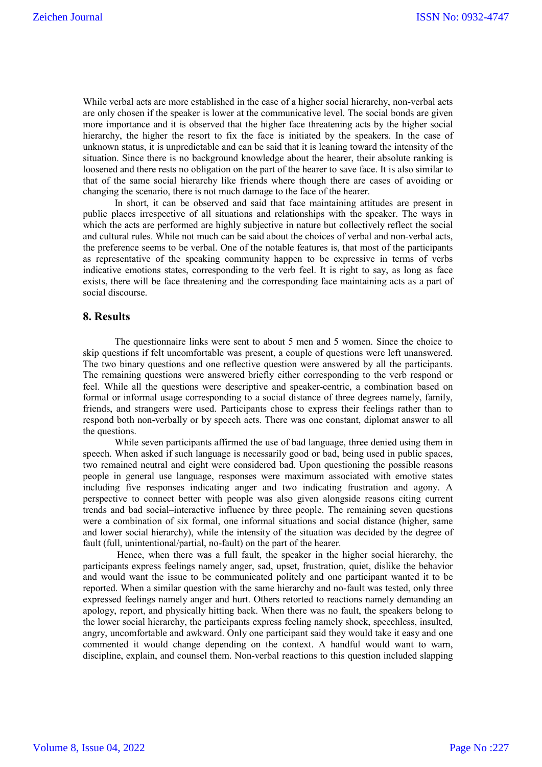While verbal acts are more established in the case of a higher social hierarchy, non-verbal acts are only chosen if the speaker is lower at the communicative level. The social bonds are given more importance and it is observed that the higher face threatening acts by the higher social hierarchy, the higher the resort to fix the face is initiated by the speakers. In the case of unknown status, it is unpredictable and can be said that it is leaning toward the intensity of the situation. Since there is no background knowledge about the hearer, their absolute ranking is loosened and there rests no obligation on the part of the hearer to save face. It is also similar to that of the same social hierarchy like friends where though there are cases of avoiding or changing the scenario, there is not much damage to the face of the hearer.

In short, it can be observed and said that face maintaining attitudes are present in public places irrespective of all situations and relationships with the speaker. The ways in which the acts are performed are highly subjective in nature but collectively reflect the social and cultural rules. While not much can be said about the choices of verbal and non-verbal acts, the preference seems to be verbal. One of the notable features is, that most of the participants as representative of the speaking community happen to be expressive in terms of verbs indicative emotions states, corresponding to the verb feel. It is right to say, as long as face exists, there will be face threatening and the corresponding face maintaining acts as a part of social discourse.

## 8. Results

The questionnaire links were sent to about 5 men and 5 women. Since the choice to skip questions if felt uncomfortable was present, a couple of questions were left unanswered. The two binary questions and one reflective question were answered by all the participants. The remaining questions were answered briefly either corresponding to the verb respond or feel. While all the questions were descriptive and speaker-centric, a combination based on formal or informal usage corresponding to a social distance of three degrees namely, family, friends, and strangers were used. Participants chose to express their feelings rather than to respond both non-verbally or by speech acts. There was one constant, diplomat answer to all the questions.

While seven participants affirmed the use of bad language, three denied using them in speech. When asked if such language is necessarily good or bad, being used in public spaces, two remained neutral and eight were considered bad. Upon questioning the possible reasons people in general use language, responses were maximum associated with emotive states including five responses indicating anger and two indicating frustration and agony. A perspective to connect better with people was also given alongside reasons citing current trends and bad social–interactive influence by three people. The remaining seven questions were a combination of six formal, one informal situations and social distance (higher, same and lower social hierarchy), while the intensity of the situation was decided by the degree of fault (full, unintentional/partial, no-fault) on the part of the hearer.

Hence, when there was a full fault, the speaker in the higher social hierarchy, the participants express feelings namely anger, sad, upset, frustration, quiet, dislike the behavior and would want the issue to be communicated politely and one participant wanted it to be reported. When a similar question with the same hierarchy and no-fault was tested, only three expressed feelings namely anger and hurt. Others retorted to reactions namely demanding an apology, report, and physically hitting back. When there was no fault, the speakers belong to the lower social hierarchy, the participants express feeling namely shock, speechless, insulted, angry, uncomfortable and awkward. Only one participant said they would take it easy and one commented it would change depending on the context. A handful would want to warn, discipline, explain, and counsel them. Non-verbal reactions to this question included slapping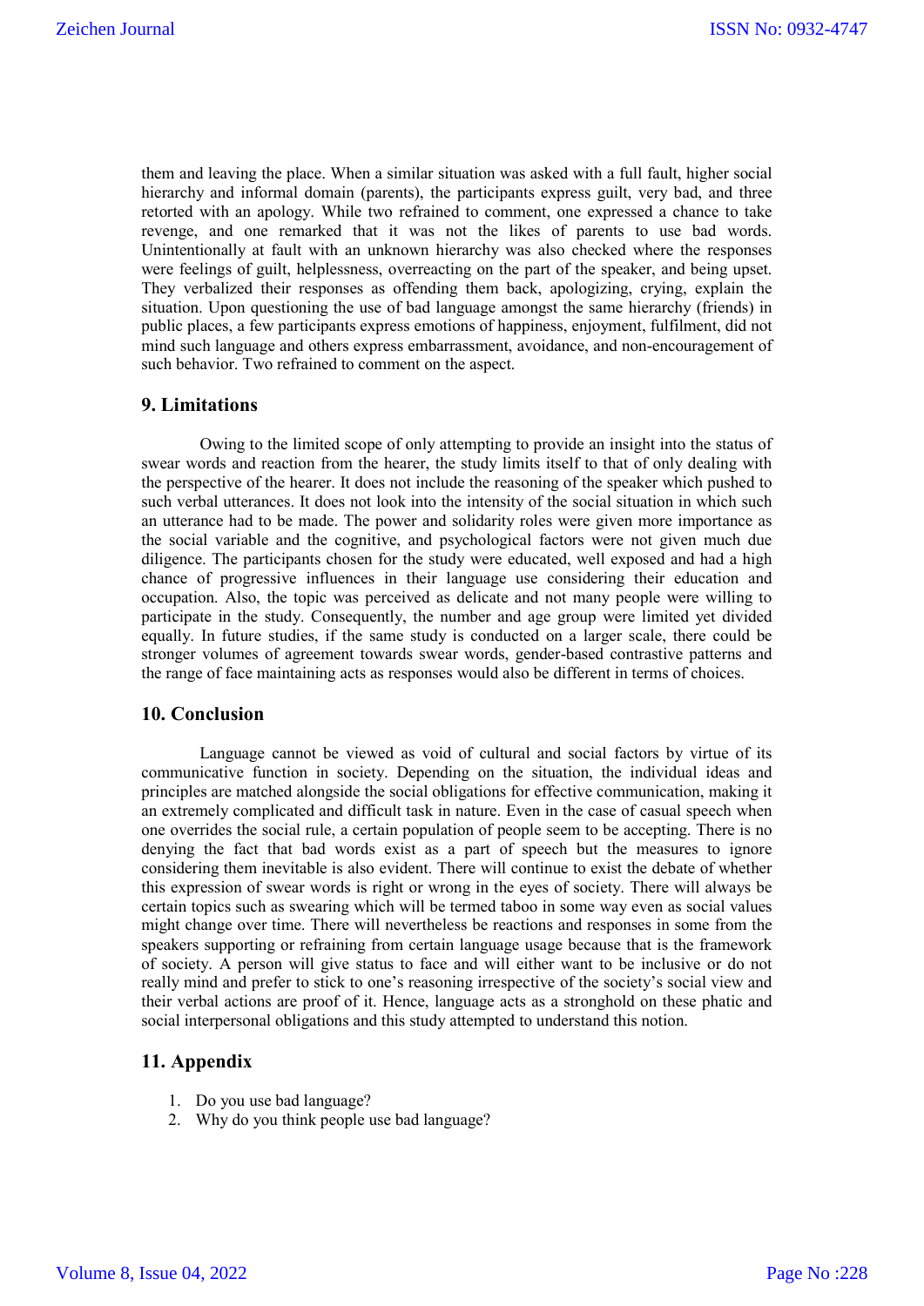them and leaving the place. When a similar situation was asked with a full fault, higher social hierarchy and informal domain (parents), the participants express guilt, very bad, and three retorted with an apology. While two refrained to comment, one expressed a chance to take revenge, and one remarked that it was not the likes of parents to use bad words. Unintentionally at fault with an unknown hierarchy was also checked where the responses were feelings of guilt, helplessness, overreacting on the part of the speaker, and being upset. They verbalized their responses as offending them back, apologizing, crying, explain the situation. Upon questioning the use of bad language amongst the same hierarchy (friends) in public places, a few participants express emotions of happiness, enjoyment, fulfilment, did not mind such language and others express embarrassment, avoidance, and non-encouragement of such behavior. Two refrained to comment on the aspect.

## 9. Limitations

Owing to the limited scope of only attempting to provide an insight into the status of swear words and reaction from the hearer, the study limits itself to that of only dealing with the perspective of the hearer. It does not include the reasoning of the speaker which pushed to such verbal utterances. It does not look into the intensity of the social situation in which such an utterance had to be made. The power and solidarity roles were given more importance as the social variable and the cognitive, and psychological factors were not given much due diligence. The participants chosen for the study were educated, well exposed and had a high chance of progressive influences in their language use considering their education and occupation. Also, the topic was perceived as delicate and not many people were willing to participate in the study. Consequently, the number and age group were limited yet divided equally. In future studies, if the same study is conducted on a larger scale, there could be stronger volumes of agreement towards swear words, gender-based contrastive patterns and the range of face maintaining acts as responses would also be different in terms of choices.

## 10. Conclusion

Language cannot be viewed as void of cultural and social factors by virtue of its communicative function in society. Depending on the situation, the individual ideas and principles are matched alongside the social obligations for effective communication, making it an extremely complicated and difficult task in nature. Even in the case of casual speech when one overrides the social rule, a certain population of people seem to be accepting. There is no denying the fact that bad words exist as a part of speech but the measures to ignore considering them inevitable is also evident. There will continue to exist the debate of whether this expression of swear words is right or wrong in the eyes of society. There will always be certain topics such as swearing which will be termed taboo in some way even as social values might change over time. There will nevertheless be reactions and responses in some from the speakers supporting or refraining from certain language usage because that is the framework of society. A person will give status to face and will either want to be inclusive or do not really mind and prefer to stick to one's reasoning irrespective of the society's social view and their verbal actions are proof of it. Hence, language acts as a stronghold on these phatic and social interpersonal obligations and this study attempted to understand this notion.

## 11. Appendix

1. Do you use bad language?
2. Why do you think people use bad language?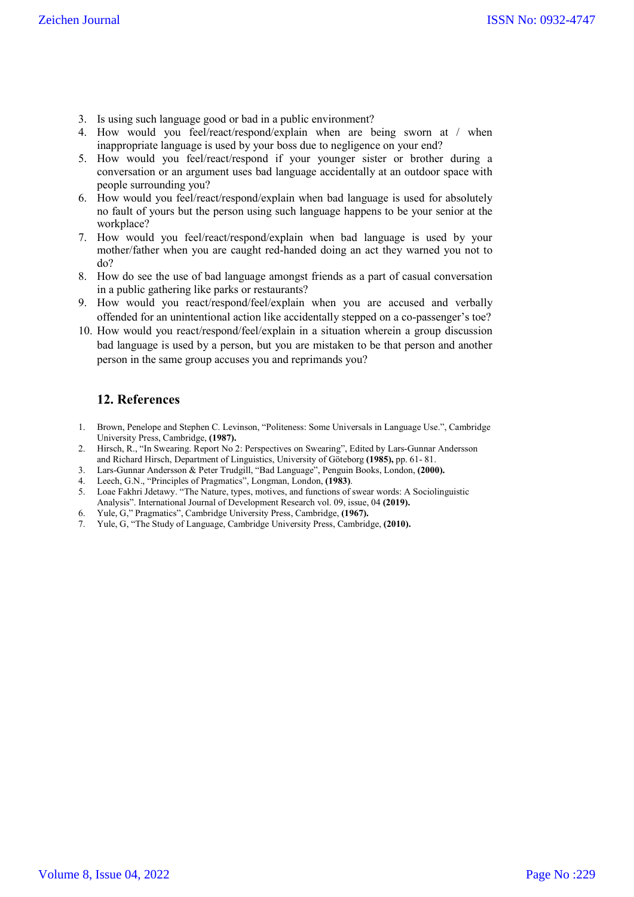3. Is using such language good or bad in a public environment?
4. How would you feel/react/respond/explain when are being sworn at / when inappropriate language is used by your boss due to negligence on your end?
5. How would you feel/react/respond if your younger sister or brother during a conversation or an argument uses bad language accidentally at an outdoor space with people surrounding you?
6. How would you feel/react/respond/explain when bad language is used for absolutely no fault of yours but the person using such language happens to be your senior at the workplace?
7. How would you feel/react/respond/explain when bad language is used by your mother/father when you are caught red-handed doing an act they warned you not to do?
8. How do see the use of bad language amongst friends as a part of casual conversation in a public gathering like parks or restaurants?
9. How would you react/respond/feel/explain when you are accused and verbally offended for an unintentional action like accidentally stepped on a co-passenger's toe?
10. How would you react/respond/feel/explain in a situation wherein a group discussion bad language is used by a person, but you are mistaken to be that person and another person in the same group accuses you and reprimands you?

## 12. References

1. Brown, Penelope and Stephen C. Levinson, "Politeness: Some Universals in Language Use.", Cambridge University Press, Cambridge, **(1987).**
2. Hirsch, R., "In Swearing. Report No 2: Perspectives on Swearing", Edited by Lars-Gunnar Andersson and Richard Hirsch, Department of Linguistics, University of Göteborg **(1985),** pp. 61- 81.
3. Lars-Gunnar Andersson & Peter Trudgill, "Bad Language", Penguin Books, London, **(2000).**
4. Leech, G.N., "Principles of Pragmatics", Longman, London, **(1983)**.
5. Loae Fakhri Jdetawy. "The Nature, types, motives, and functions of swear words: A Sociolinguistic Analysis". International Journal of Development Research vol. 09, issue, 04 **(2019).**
6. Yule, G," Pragmatics", Cambridge University Press, Cambridge, **(1967).**
7. Yule, G, "The Study of Language, Cambridge University Press, Cambridge, **(2010).**